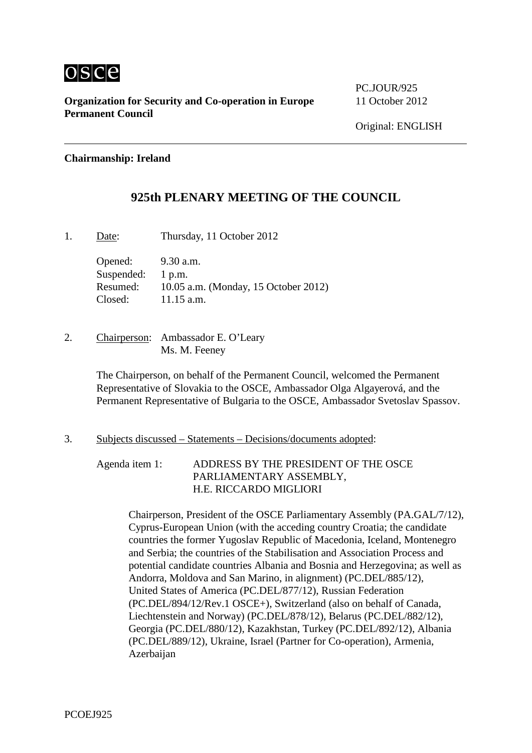osce

**Organization for Security and Co-operation in Europe**
**Permanent Council**

PC.JOUR/925
11 October 2012

Original: ENGLISH

---

**Chairmanship: Ireland**

## 925th PLENARY MEETING OF THE COUNCIL

1. Date: Thursday, 11 October 2012

   Opened: 9.30 a.m.
   Suspended: 1 p.m.
   Resumed: 10.05 a.m. (Monday, 15 October 2012)
   Closed: 11.15 a.m.

2. Chairperson: Ambassador E. O'Leary
   Ms. M. Feeney

   The Chairperson, on behalf of the Permanent Council, welcomed the Permanent Representative of Slovakia to the OSCE, Ambassador Olga Algayerová, and the Permanent Representative of Bulgaria to the OSCE, Ambassador Svetoslav Spassov.

3. Subjects discussed – Statements – Decisions/documents adopted:

   Agenda item 1: ADDRESS BY THE PRESIDENT OF THE OSCE PARLIAMENTARY ASSEMBLY, H.E. RICCARDO MIGLIORI

   Chairperson, President of the OSCE Parliamentary Assembly (PA.GAL/7/12), Cyprus-European Union (with the acceding country Croatia; the candidate countries the former Yugoslav Republic of Macedonia, Iceland, Montenegro and Serbia; the countries of the Stabilisation and Association Process and potential candidate countries Albania and Bosnia and Herzegovina; as well as Andorra, Moldova and San Marino, in alignment) (PC.DEL/885/12), United States of America (PC.DEL/877/12), Russian Federation (PC.DEL/894/12/Rev.1 OSCE+), Switzerland (also on behalf of Canada, Liechtenstein and Norway) (PC.DEL/878/12), Belarus (PC.DEL/882/12), Georgia (PC.DEL/880/12), Kazakhstan, Turkey (PC.DEL/892/12), Albania (PC.DEL/889/12), Ukraine, Israel (Partner for Co-operation), Armenia, Azerbaijan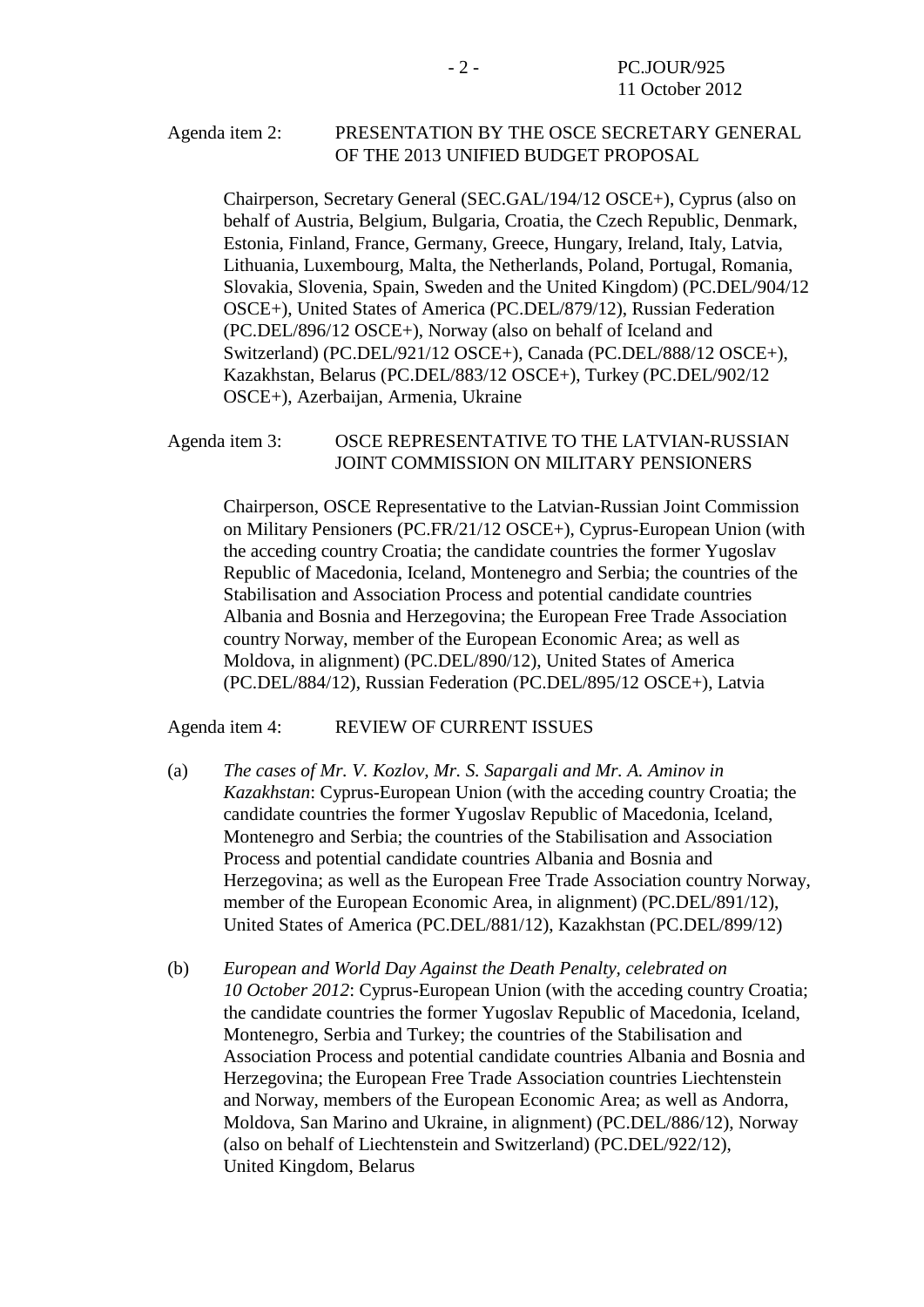Agenda item 2: PRESENTATION BY THE OSCE SECRETARY GENERAL OF THE 2013 UNIFIED BUDGET PROPOSAL

Chairperson, Secretary General (SEC.GAL/194/12 OSCE+), Cyprus (also on behalf of Austria, Belgium, Bulgaria, Croatia, the Czech Republic, Denmark, Estonia, Finland, France, Germany, Greece, Hungary, Ireland, Italy, Latvia, Lithuania, Luxembourg, Malta, the Netherlands, Poland, Portugal, Romania, Slovakia, Slovenia, Spain, Sweden and the United Kingdom) (PC.DEL/904/12 OSCE+), United States of America (PC.DEL/879/12), Russian Federation (PC.DEL/896/12 OSCE+), Norway (also on behalf of Iceland and Switzerland) (PC.DEL/921/12 OSCE+), Canada (PC.DEL/888/12 OSCE+), Kazakhstan, Belarus (PC.DEL/883/12 OSCE+), Turkey (PC.DEL/902/12 OSCE+), Azerbaijan, Armenia, Ukraine

Agenda item 3: OSCE REPRESENTATIVE TO THE LATVIAN-RUSSIAN JOINT COMMISSION ON MILITARY PENSIONERS

Chairperson, OSCE Representative to the Latvian-Russian Joint Commission on Military Pensioners (PC.FR/21/12 OSCE+), Cyprus-European Union (with the acceding country Croatia; the candidate countries the former Yugoslav Republic of Macedonia, Iceland, Montenegro and Serbia; the countries of the Stabilisation and Association Process and potential candidate countries Albania and Bosnia and Herzegovina; the European Free Trade Association country Norway, member of the European Economic Area; as well as Moldova, in alignment) (PC.DEL/890/12), United States of America (PC.DEL/884/12), Russian Federation (PC.DEL/895/12 OSCE+), Latvia

Agenda item 4: REVIEW OF CURRENT ISSUES

(a) *The cases of Mr. V. Kozlov, Mr. S. Sapargali and Mr. A. Aminov in Kazakhstan*: Cyprus-European Union (with the acceding country Croatia; the candidate countries the former Yugoslav Republic of Macedonia, Iceland, Montenegro and Serbia; the countries of the Stabilisation and Association Process and potential candidate countries Albania and Bosnia and Herzegovina; as well as the European Free Trade Association country Norway, member of the European Economic Area, in alignment) (PC.DEL/891/12), United States of America (PC.DEL/881/12), Kazakhstan (PC.DEL/899/12)

(b) *European and World Day Against the Death Penalty, celebrated on 10 October 2012*: Cyprus-European Union (with the acceding country Croatia; the candidate countries the former Yugoslav Republic of Macedonia, Iceland, Montenegro, Serbia and Turkey; the countries of the Stabilisation and Association Process and potential candidate countries Albania and Bosnia and Herzegovina; the European Free Trade Association countries Liechtenstein and Norway, members of the European Economic Area; as well as Andorra, Moldova, San Marino and Ukraine, in alignment) (PC.DEL/886/12), Norway (also on behalf of Liechtenstein and Switzerland) (PC.DEL/922/12), United Kingdom, Belarus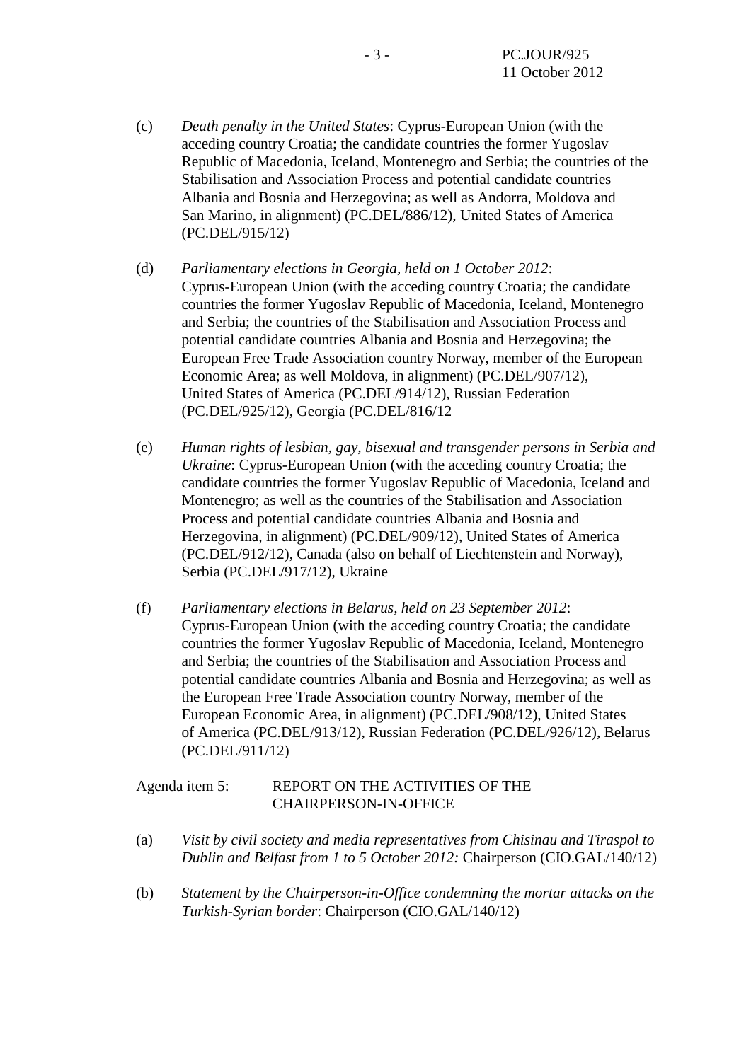(c) *Death penalty in the United States*: Cyprus-European Union (with the acceding country Croatia; the candidate countries the former Yugoslav Republic of Macedonia, Iceland, Montenegro and Serbia; the countries of the Stabilisation and Association Process and potential candidate countries Albania and Bosnia and Herzegovina; as well as Andorra, Moldova and San Marino, in alignment) (PC.DEL/886/12), United States of America (PC.DEL/915/12)

(d) *Parliamentary elections in Georgia, held on 1 October 2012*: Cyprus-European Union (with the acceding country Croatia; the candidate countries the former Yugoslav Republic of Macedonia, Iceland, Montenegro and Serbia; the countries of the Stabilisation and Association Process and potential candidate countries Albania and Bosnia and Herzegovina; the European Free Trade Association country Norway, member of the European Economic Area; as well Moldova, in alignment) (PC.DEL/907/12), United States of America (PC.DEL/914/12), Russian Federation (PC.DEL/925/12), Georgia (PC.DEL/816/12

(e) *Human rights of lesbian, gay, bisexual and transgender persons in Serbia and Ukraine*: Cyprus-European Union (with the acceding country Croatia; the candidate countries the former Yugoslav Republic of Macedonia, Iceland and Montenegro; as well as the countries of the Stabilisation and Association Process and potential candidate countries Albania and Bosnia and Herzegovina, in alignment) (PC.DEL/909/12), United States of America (PC.DEL/912/12), Canada (also on behalf of Liechtenstein and Norway), Serbia (PC.DEL/917/12), Ukraine

(f) *Parliamentary elections in Belarus, held on 23 September 2012*: Cyprus-European Union (with the acceding country Croatia; the candidate countries the former Yugoslav Republic of Macedonia, Iceland, Montenegro and Serbia; the countries of the Stabilisation and Association Process and potential candidate countries Albania and Bosnia and Herzegovina; as well as the European Free Trade Association country Norway, member of the European Economic Area, in alignment) (PC.DEL/908/12), United States of America (PC.DEL/913/12), Russian Federation (PC.DEL/926/12), Belarus (PC.DEL/911/12)

Agenda item 5: REPORT ON THE ACTIVITIES OF THE CHAIRPERSON-IN-OFFICE

(a) *Visit by civil society and media representatives from Chisinau and Tiraspol to Dublin and Belfast from 1 to 5 October 2012:* Chairperson (CIO.GAL/140/12)

(b) *Statement by the Chairperson-in-Office condemning the mortar attacks on the Turkish-Syrian border*: Chairperson (CIO.GAL/140/12)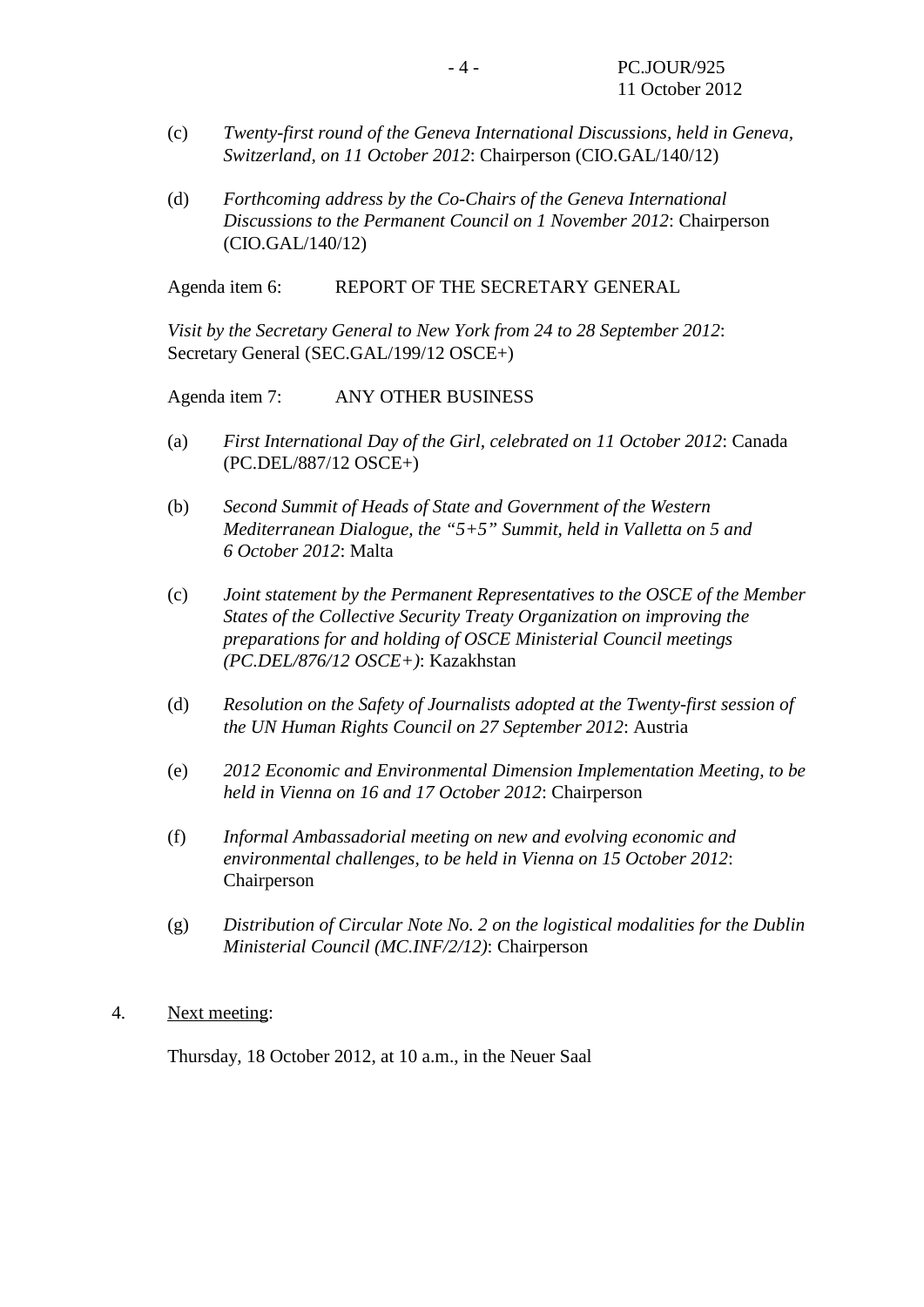(c) *Twenty-first round of the Geneva International Discussions, held in Geneva, Switzerland, on 11 October 2012*: Chairperson (CIO.GAL/140/12)

(d) *Forthcoming address by the Co-Chairs of the Geneva International Discussions to the Permanent Council on 1 November 2012*: Chairperson (CIO.GAL/140/12)

Agenda item 6: REPORT OF THE SECRETARY GENERAL

*Visit by the Secretary General to New York from 24 to 28 September 2012*: Secretary General (SEC.GAL/199/12 OSCE+)

Agenda item 7: ANY OTHER BUSINESS

(a) *First International Day of the Girl, celebrated on 11 October 2012*: Canada (PC.DEL/887/12 OSCE+)

(b) *Second Summit of Heads of State and Government of the Western Mediterranean Dialogue, the "5+5" Summit, held in Valletta on 5 and 6 October 2012*: Malta

(c) *Joint statement by the Permanent Representatives to the OSCE of the Member States of the Collective Security Treaty Organization on improving the preparations for and holding of OSCE Ministerial Council meetings (PC.DEL/876/12 OSCE+)*: Kazakhstan

(d) *Resolution on the Safety of Journalists adopted at the Twenty-first session of the UN Human Rights Council on 27 September 2012*: Austria

(e) *2012 Economic and Environmental Dimension Implementation Meeting, to be held in Vienna on 16 and 17 October 2012*: Chairperson

(f) *Informal Ambassadorial meeting on new and evolving economic and environmental challenges, to be held in Vienna on 15 October 2012*: Chairperson

(g) *Distribution of Circular Note No. 2 on the logistical modalities for the Dublin Ministerial Council (MC.INF/2/12)*: Chairperson

4. Next meeting:

Thursday, 18 October 2012, at 10 a.m., in the Neuer Saal